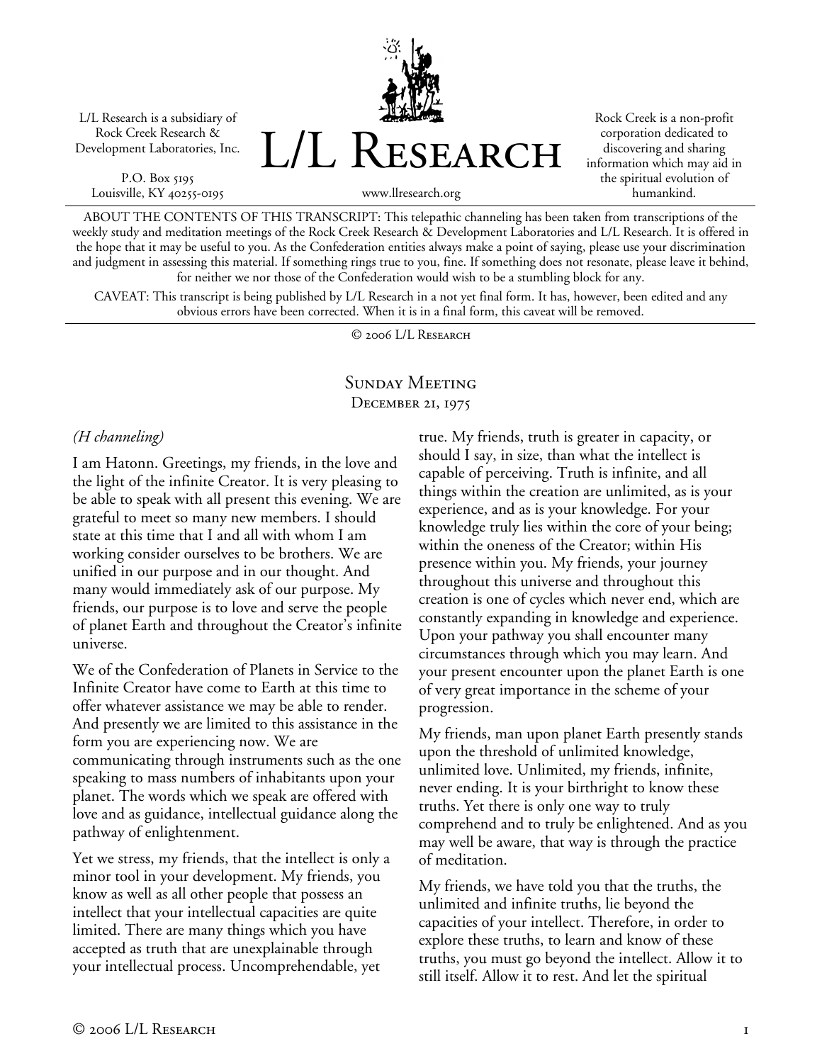L/L Research is a subsidiary of Rock Creek Research & Development Laboratories, Inc.

P.O. Box 5195
Louisville, KY 40255-0195

# L/L Research

www.llresearch.org

Rock Creek is a non-profit corporation dedicated to discovering and sharing information which may aid in the spiritual evolution of humankind.

ABOUT THE CONTENTS OF THIS TRANSCRIPT: This telepathic channeling has been taken from transcriptions of the weekly study and meditation meetings of the Rock Creek Research & Development Laboratories and L/L Research. It is offered in the hope that it may be useful to you. As the Confederation entities always make a point of saying, please use your discrimination and judgment in assessing this material. If something rings true to you, fine. If something does not resonate, please leave it behind, for neither we nor those of the Confederation would wish to be a stumbling block for any.

CAVEAT: This transcript is being published by L/L Research in a not yet final form. It has, however, been edited and any obvious errors have been corrected. When it is in a final form, this caveat will be removed.

© 2006 L/L Research

## Sunday Meeting
### December 21, 1975

*(H channeling)*

I am Hatonn. Greetings, my friends, in the love and the light of the infinite Creator. It is very pleasing to be able to speak with all present this evening. We are grateful to meet so many new members. I should state at this time that I and all with whom I am working consider ourselves to be brothers. We are unified in our purpose and in our thought. And many would immediately ask of our purpose. My friends, our purpose is to love and serve the people of planet Earth and throughout the Creator's infinite universe.

We of the Confederation of Planets in Service to the Infinite Creator have come to Earth at this time to offer whatever assistance we may be able to render. And presently we are limited to this assistance in the form you are experiencing now. We are communicating through instruments such as the one speaking to mass numbers of inhabitants upon your planet. The words which we speak are offered with love and as guidance, intellectual guidance along the pathway of enlightenment.

Yet we stress, my friends, that the intellect is only a minor tool in your development. My friends, you know as well as all other people that possess an intellect that your intellectual capacities are quite limited. There are many things which you have accepted as truth that are unexplainable through your intellectual process. Uncomprehendable, yet true. My friends, truth is greater in capacity, or should I say, in size, than what the intellect is capable of perceiving. Truth is infinite, and all things within the creation are unlimited, as is your experience, and as is your knowledge. For your knowledge truly lies within the core of your being; within the oneness of the Creator; within His presence within you. My friends, your journey throughout this universe and throughout this creation is one of cycles which never end, which are constantly expanding in knowledge and experience. Upon your pathway you shall encounter many circumstances through which you may learn. And your present encounter upon the planet Earth is one of very great importance in the scheme of your progression.

My friends, man upon planet Earth presently stands upon the threshold of unlimited knowledge, unlimited love. Unlimited, my friends, infinite, never ending. It is your birthright to know these truths. Yet there is only one way to truly comprehend and to truly be enlightened. And as you may well be aware, that way is through the practice of meditation.

My friends, we have told you that the truths, the unlimited and infinite truths, lie beyond the capacities of your intellect. Therefore, in order to explore these truths, to learn and know of these truths, you must go beyond the intellect. Allow it to still itself. Allow it to rest. And let the spiritual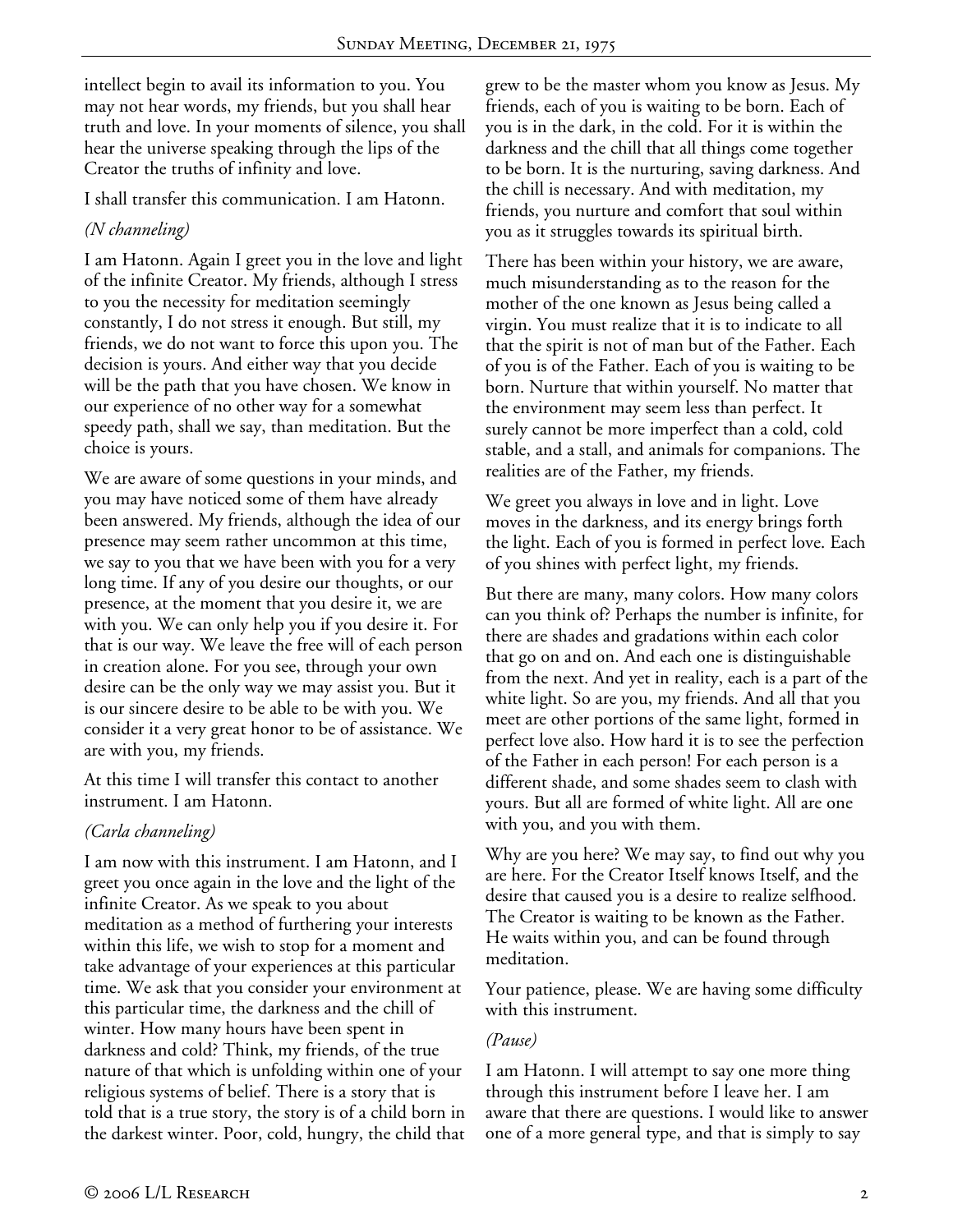intellect begin to avail its information to you. You may not hear words, my friends, but you shall hear truth and love. In your moments of silence, you shall hear the universe speaking through the lips of the Creator the truths of infinity and love.

I shall transfer this communication. I am Hatonn.

*(N channeling)*

I am Hatonn. Again I greet you in the love and light of the infinite Creator. My friends, although I stress to you the necessity for meditation seemingly constantly, I do not stress it enough. But still, my friends, we do not want to force this upon you. The decision is yours. And either way that you decide will be the path that you have chosen. We know in our experience of no other way for a somewhat speedy path, shall we say, than meditation. But the choice is yours.

We are aware of some questions in your minds, and you may have noticed some of them have already been answered. My friends, although the idea of our presence may seem rather uncommon at this time, we say to you that we have been with you for a very long time. If any of you desire our thoughts, or our presence, at the moment that you desire it, we are with you. We can only help you if you desire it. For that is our way. We leave the free will of each person in creation alone. For you see, through your own desire can be the only way we may assist you. But it is our sincere desire to be able to be with you. We consider it a very great honor to be of assistance. We are with you, my friends.

At this time I will transfer this contact to another instrument. I am Hatonn.

*(Carla channeling)*

I am now with this instrument. I am Hatonn, and I greet you once again in the love and the light of the infinite Creator. As we speak to you about meditation as a method of furthering your interests within this life, we wish to stop for a moment and take advantage of your experiences at this particular time. We ask that you consider your environment at this particular time, the darkness and the chill of winter. How many hours have been spent in darkness and cold? Think, my friends, of the true nature of that which is unfolding within one of your religious systems of belief. There is a story that is told that is a true story, the story is of a child born in the darkest winter. Poor, cold, hungry, the child that grew to be the master whom you know as Jesus. My friends, each of you is waiting to be born. Each of you is in the dark, in the cold. For it is within the darkness and the chill that all things come together to be born. It is the nurturing, saving darkness. And the chill is necessary. And with meditation, my friends, you nurture and comfort that soul within you as it struggles towards its spiritual birth.

There has been within your history, we are aware, much misunderstanding as to the reason for the mother of the one known as Jesus being called a virgin. You must realize that it is to indicate to all that the spirit is not of man but of the Father. Each of you is of the Father. Each of you is waiting to be born. Nurture that within yourself. No matter that the environment may seem less than perfect. It surely cannot be more imperfect than a cold, cold stable, and a stall, and animals for companions. The realities are of the Father, my friends.

We greet you always in love and in light. Love moves in the darkness, and its energy brings forth the light. Each of you is formed in perfect love. Each of you shines with perfect light, my friends.

But there are many, many colors. How many colors can you think of? Perhaps the number is infinite, for there are shades and gradations within each color that go on and on. And each one is distinguishable from the next. And yet in reality, each is a part of the white light. So are you, my friends. And all that you meet are other portions of the same light, formed in perfect love also. How hard it is to see the perfection of the Father in each person! For each person is a different shade, and some shades seem to clash with yours. But all are formed of white light. All are one with you, and you with them.

Why are you here? We may say, to find out why you are here. For the Creator Itself knows Itself, and the desire that caused you is a desire to realize selfhood. The Creator is waiting to be known as the Father. He waits within you, and can be found through meditation.

Your patience, please. We are having some difficulty with this instrument.

*(Pause)*

I am Hatonn. I will attempt to say one more thing through this instrument before I leave her. I am aware that there are questions. I would like to answer one of a more general type, and that is simply to say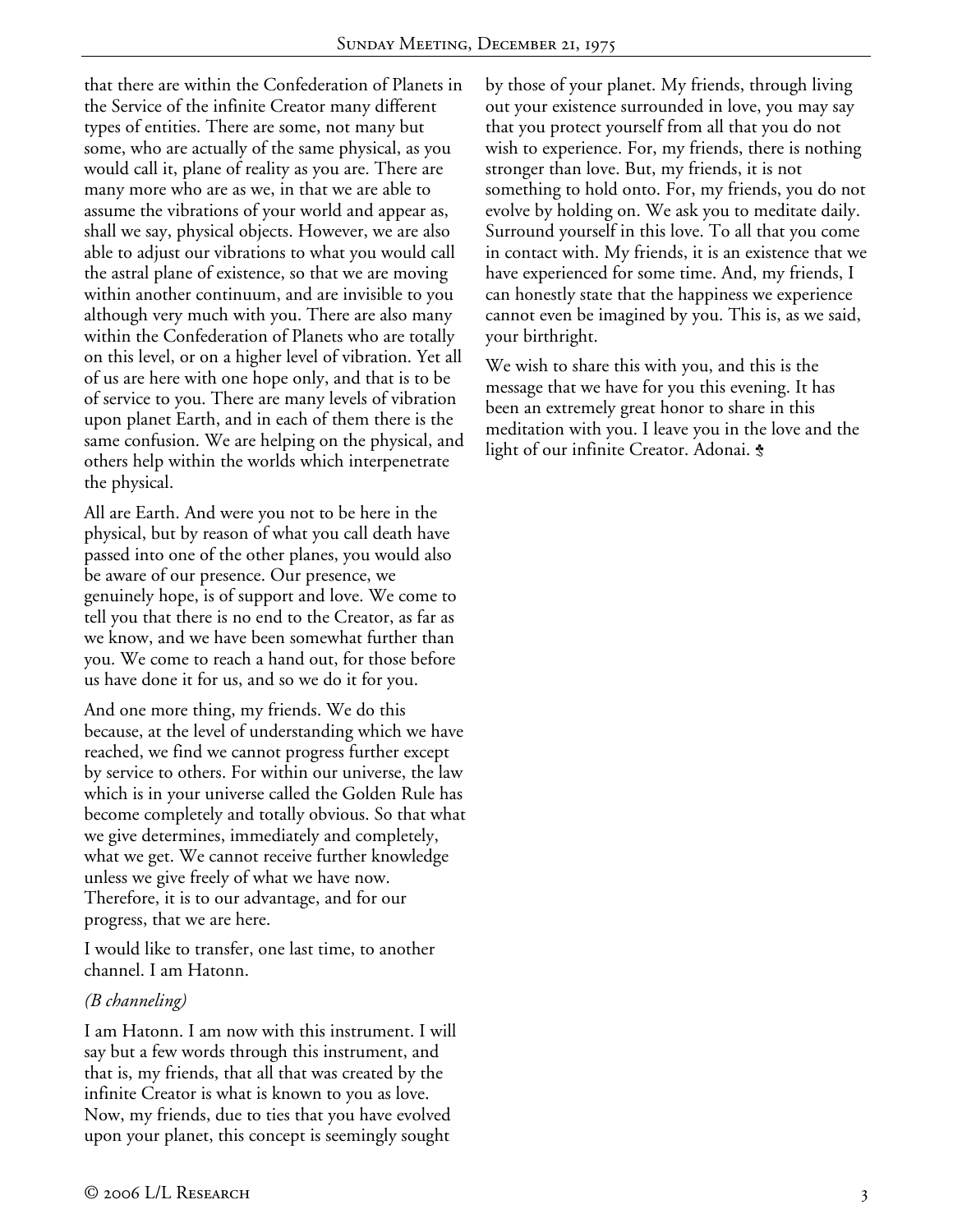that there are within the Confederation of Planets in the Service of the infinite Creator many different types of entities. There are some, not many but some, who are actually of the same physical, as you would call it, plane of reality as you are. There are many more who are as we, in that we are able to assume the vibrations of your world and appear as, shall we say, physical objects. However, we are also able to adjust our vibrations to what you would call the astral plane of existence, so that we are moving within another continuum, and are invisible to you although very much with you. There are also many within the Confederation of Planets who are totally on this level, or on a higher level of vibration. Yet all of us are here with one hope only, and that is to be of service to you. There are many levels of vibration upon planet Earth, and in each of them there is the same confusion. We are helping on the physical, and others help within the worlds which interpenetrate the physical.

All are Earth. And were you not to be here in the physical, but by reason of what you call death have passed into one of the other planes, you would also be aware of our presence. Our presence, we genuinely hope, is of support and love. We come to tell you that there is no end to the Creator, as far as we know, and we have been somewhat further than you. We come to reach a hand out, for those before us have done it for us, and so we do it for you.

And one more thing, my friends. We do this because, at the level of understanding which we have reached, we find we cannot progress further except by service to others. For within our universe, the law which is in your universe called the Golden Rule has become completely and totally obvious. So that what we give determines, immediately and completely, what we get. We cannot receive further knowledge unless we give freely of what we have now. Therefore, it is to our advantage, and for our progress, that we are here.

I would like to transfer, one last time, to another channel. I am Hatonn.

*(B channeling)*

I am Hatonn. I am now with this instrument. I will say but a few words through this instrument, and that is, my friends, that all that was created by the infinite Creator is what is known to you as love. Now, my friends, due to ties that you have evolved upon your planet, this concept is seemingly sought by those of your planet. My friends, through living out your existence surrounded in love, you may say that you protect yourself from all that you do not wish to experience. For, my friends, there is nothing stronger than love. But, my friends, it is not something to hold onto. For, my friends, you do not evolve by holding on. We ask you to meditate daily. Surround yourself in this love. To all that you come in contact with. My friends, it is an existence that we have experienced for some time. And, my friends, I can honestly state that the happiness we experience cannot even be imagined by you. This is, as we said, your birthright.

We wish to share this with you, and this is the message that we have for you this evening. It has been an extremely great honor to share in this meditation with you. I leave you in the love and the light of our infinite Creator. Adonai. ☥